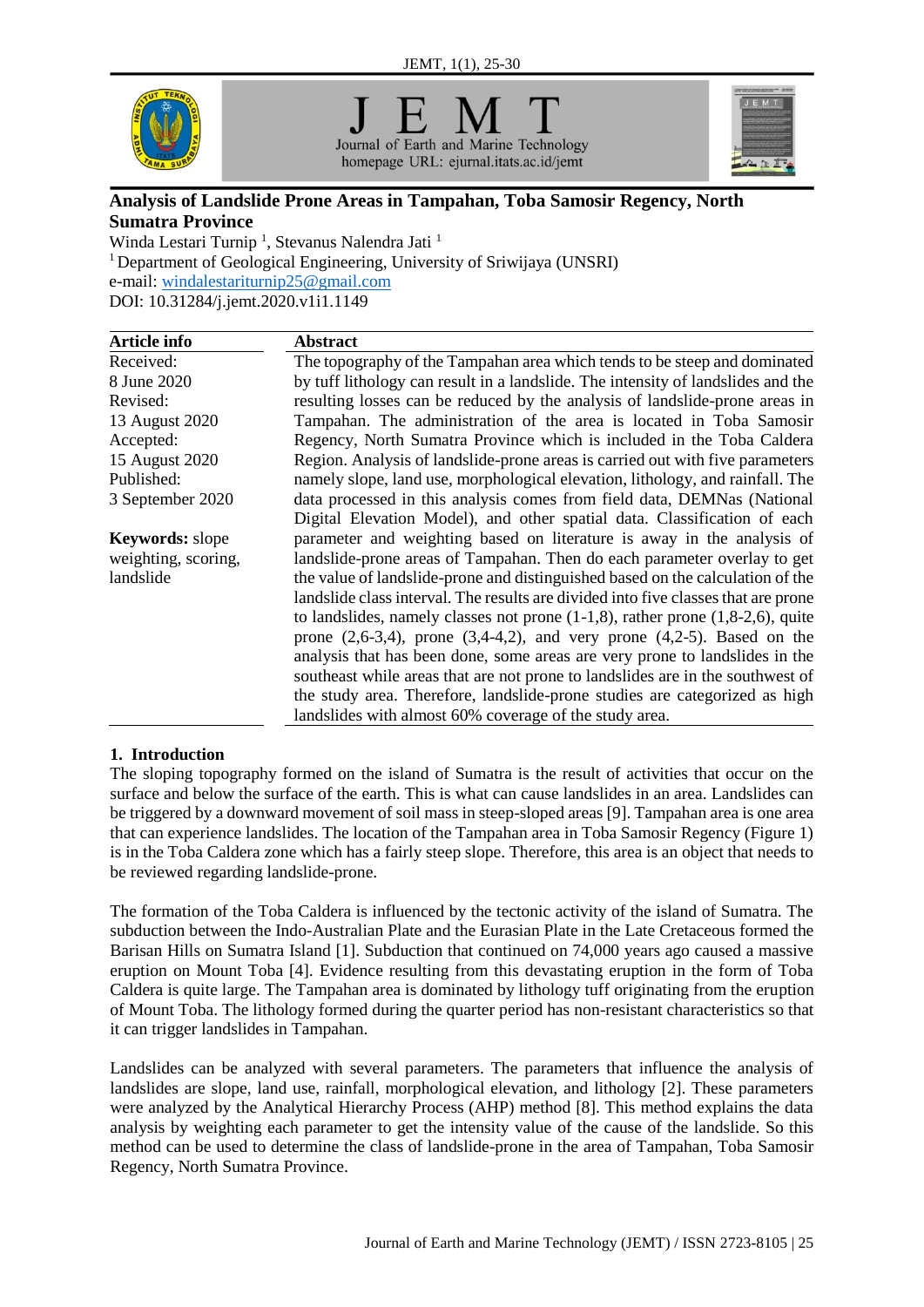# Analysis of Landslide Prone Areas in Tampahan, Toba Samosir Regency, North Sumatra Province

Winda Lestari Turnip [1], Stevanus Nalendra Jati [1]

[1] Department of Geological Engineering, University of Sriwijaya (UNSRI)

e-mail: windalestariturnip25@gmail.com

DOI: 10.31284/j.jemt.2020.v1i1.1149

| Article info | Abstract |
|---|---|
| Received: 8 June 2020<br>Revised: 13 August 2020<br>Accepted: 15 August 2020<br>Published: 3 September 2020<br><br>**Keywords:** slope weighting, scoring, landslide | The topography of the Tampahan area which tends to be steep and dominated by tuff lithology can result in a landslide. The intensity of landslides and the resulting losses can be reduced by the analysis of landslide-prone areas in Tampahan. The administration of the area is located in Toba Samosir Regency, North Sumatra Province which is included in the Toba Caldera Region. Analysis of landslide-prone areas is carried out with five parameters namely slope, land use, morphological elevation, lithology, and rainfall. The data processed in this analysis comes from field data, DEMNas (National Digital Elevation Model), and other spatial data. Classification of each parameter and weighting based on literature is away in the analysis of landslide-prone areas of Tampahan. Then do each parameter overlay to get the value of landslide-prone and distinguished based on the calculation of the landslide class interval. The results are divided into five classes that are prone to landslides, namely classes not prone (1-1,8), rather prone (1,8-2,6), quite prone (2,6-3,4), prone (3,4-4,2), and very prone (4,2-5). Based on the analysis that has been done, some areas are very prone to landslides in the southeast while areas that are not prone to landslides are in the southwest of the study area. Therefore, landslide-prone studies are categorized as high landslides with almost 60% coverage of the study area. |

## 1. Introduction

The sloping topography formed on the island of Sumatra is the result of activities that occur on the surface and below the surface of the earth. This is what can cause landslides in an area. Landslides can be triggered by a downward movement of soil mass in steep-sloped areas [9]. Tampahan area is one area that can experience landslides. The location of the Tampahan area in Toba Samosir Regency (Figure 1) is in the Toba Caldera zone which has a fairly steep slope. Therefore, this area is an object that needs to be reviewed regarding landslide-prone.

The formation of the Toba Caldera is influenced by the tectonic activity of the island of Sumatra. The subduction between the Indo-Australian Plate and the Eurasian Plate in the Late Cretaceous formed the Barisan Hills on Sumatra Island [1]. Subduction that continued on 74,000 years ago caused a massive eruption on Mount Toba [4]. Evidence resulting from this devastating eruption in the form of Toba Caldera is quite large. The Tampahan area is dominated by lithology tuff originating from the eruption of Mount Toba. The lithology formed during the quarter period has non-resistant characteristics so that it can trigger landslides in Tampahan.

Landslides can be analyzed with several parameters. The parameters that influence the analysis of landslides are slope, land use, rainfall, morphological elevation, and lithology [2]. These parameters were analyzed by the Analytical Hierarchy Process (AHP) method [8]. This method explains the data analysis by weighting each parameter to get the intensity value of the cause of the landslide. So this method can be used to determine the class of landslide-prone in the area of Tampahan, Toba Samosir Regency, North Sumatra Province.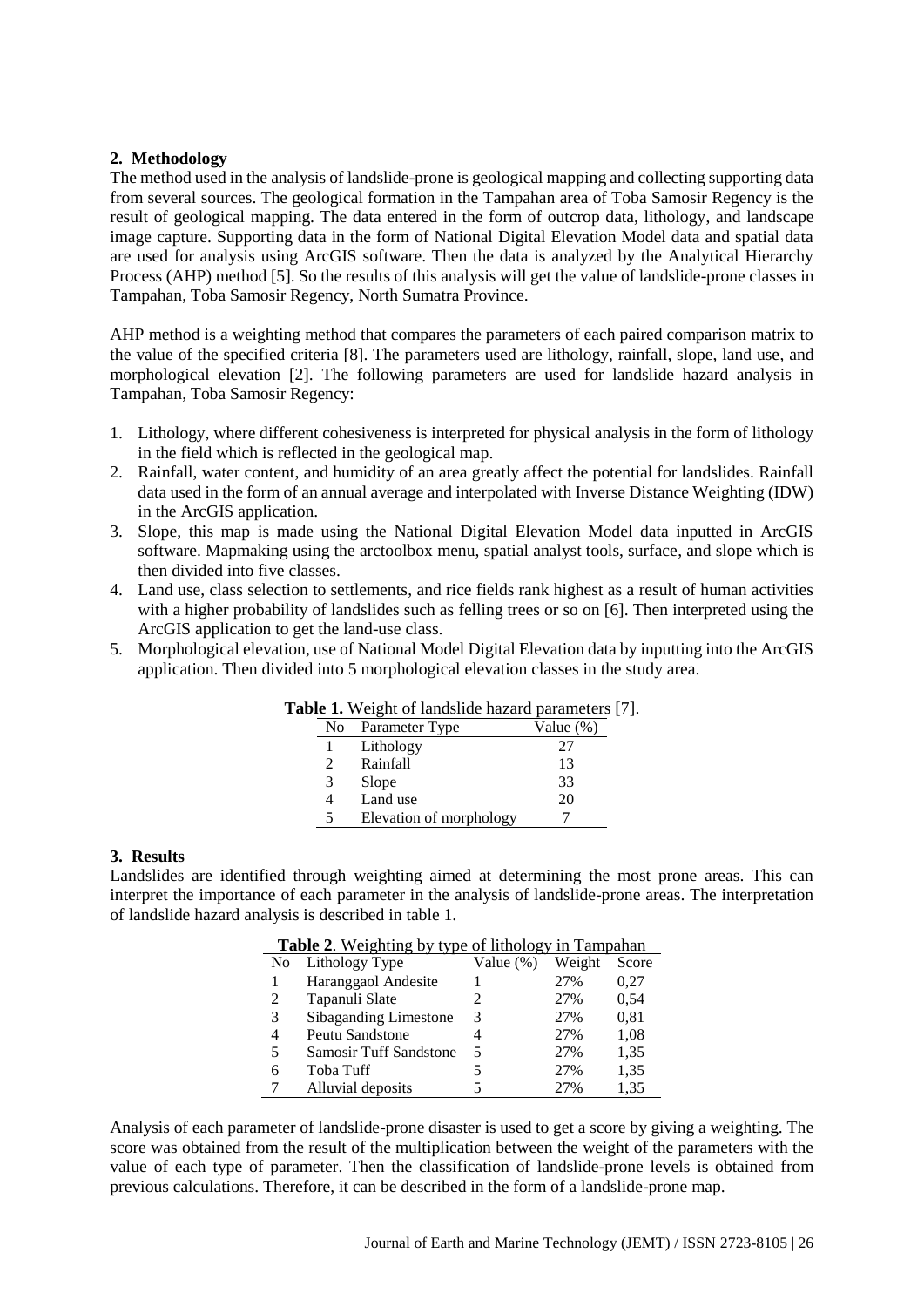## 2. Methodology

The method used in the analysis of landslide-prone is geological mapping and collecting supporting data from several sources. The geological formation in the Tampahan area of Toba Samosir Regency is the result of geological mapping. The data entered in the form of outcrop data, lithology, and landscape image capture. Supporting data in the form of National Digital Elevation Model data and spatial data are used for analysis using ArcGIS software. Then the data is analyzed by the Analytical Hierarchy Process (AHP) method [5]. So the results of this analysis will get the value of landslide-prone classes in Tampahan, Toba Samosir Regency, North Sumatra Province.

AHP method is a weighting method that compares the parameters of each paired comparison matrix to the value of the specified criteria [8]. The parameters used are lithology, rainfall, slope, land use, and morphological elevation [2]. The following parameters are used for landslide hazard analysis in Tampahan, Toba Samosir Regency:

1. Lithology, where different cohesiveness is interpreted for physical analysis in the form of lithology in the field which is reflected in the geological map.
2. Rainfall, water content, and humidity of an area greatly affect the potential for landslides. Rainfall data used in the form of an annual average and interpolated with Inverse Distance Weighting (IDW) in the ArcGIS application.
3. Slope, this map is made using the National Digital Elevation Model data inputted in ArcGIS software. Mapmaking using the arctoolbox menu, spatial analyst tools, surface, and slope which is then divided into five classes.
4. Land use, class selection to settlements, and rice fields rank highest as a result of human activities with a higher probability of landslides such as felling trees or so on [6]. Then interpreted using the ArcGIS application to get the land-use class.
5. Morphological elevation, use of National Model Digital Elevation data by inputting into the ArcGIS application. Then divided into 5 morphological elevation classes in the study area.

**Table 1.** Weight of landslide hazard parameters [7].

| No | Parameter Type | Value (%) |
|---|---|---|
| 1 | Lithology | 27 |
| 2 | Rainfall | 13 |
| 3 | Slope | 33 |
| 4 | Land use | 20 |
| 5 | Elevation of morphology | 7 |

## 3. Results

Landslides are identified through weighting aimed at determining the most prone areas. This can interpret the importance of each parameter in the analysis of landslide-prone areas. The interpretation of landslide hazard analysis is described in table 1.

**Table 2**. Weighting by type of lithology in Tampahan

| No | Lithology Type | Value (%) | Weight | Score |
|---|---|---|---|---|
| 1 | Haranggaol Andesite | 1 | 27% | 0,27 |
| 2 | Tapanuli Slate | 2 | 27% | 0,54 |
| 3 | Sibaganding Limestone | 3 | 27% | 0,81 |
| 4 | Peutu Sandstone | 4 | 27% | 1,08 |
| 5 | Samosir Tuff Sandstone | 5 | 27% | 1,35 |
| 6 | Toba Tuff | 5 | 27% | 1,35 |
| 7 | Alluvial deposits | 5 | 27% | 1,35 |

Analysis of each parameter of landslide-prone disaster is used to get a score by giving a weighting. The score was obtained from the result of the multiplication between the weight of the parameters with the value of each type of parameter. Then the classification of landslide-prone levels is obtained from previous calculations. Therefore, it can be described in the form of a landslide-prone map.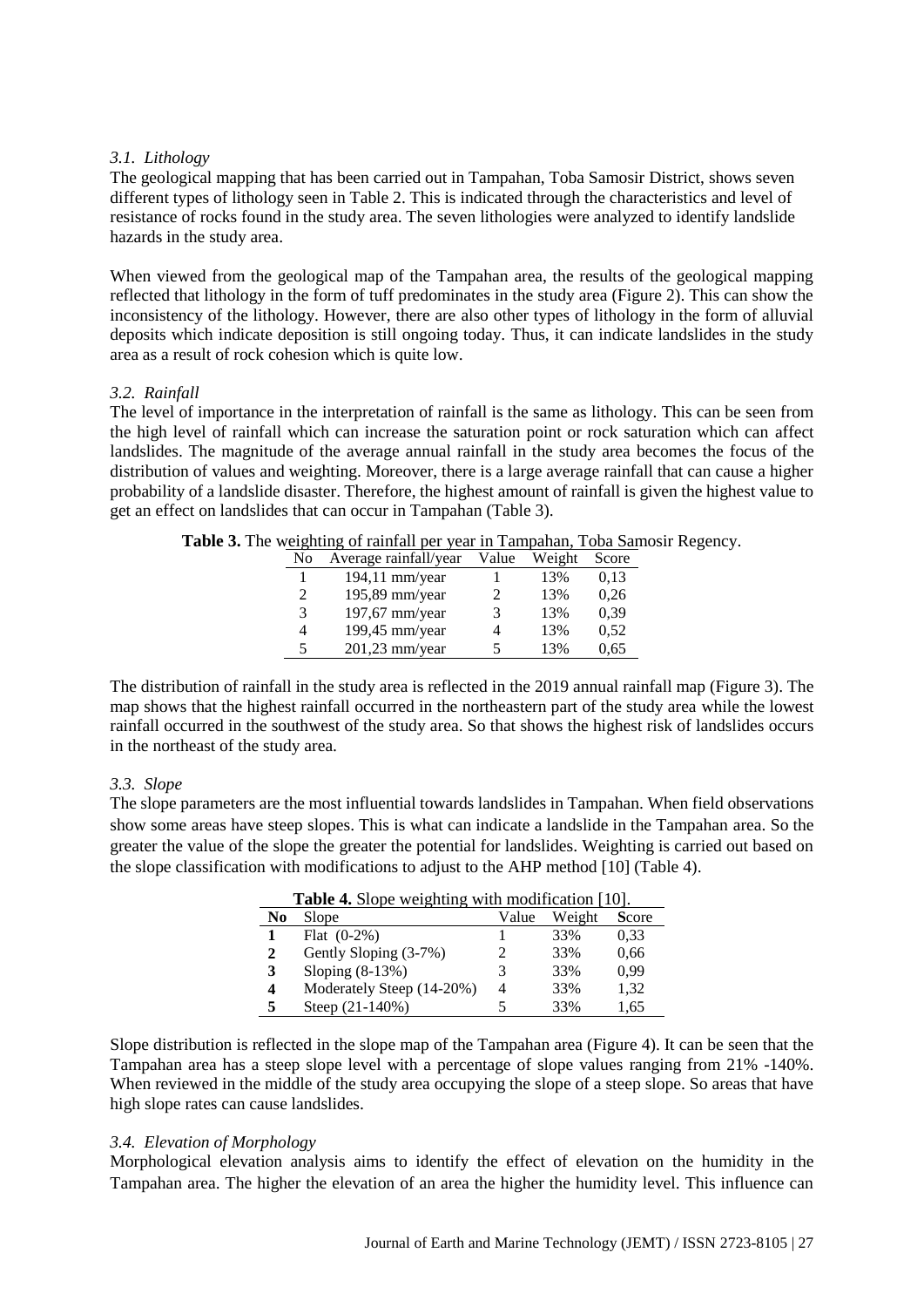### *3.1. Lithology*

The geological mapping that has been carried out in Tampahan, Toba Samosir District, shows seven different types of lithology seen in Table 2. This is indicated through the characteristics and level of resistance of rocks found in the study area. The seven lithologies were analyzed to identify landslide hazards in the study area.

When viewed from the geological map of the Tampahan area, the results of the geological mapping reflected that lithology in the form of tuff predominates in the study area (Figure 2). This can show the inconsistency of the lithology. However, there are also other types of lithology in the form of alluvial deposits which indicate deposition is still ongoing today. Thus, it can indicate landslides in the study area as a result of rock cohesion which is quite low.

### *3.2. Rainfall*

The level of importance in the interpretation of rainfall is the same as lithology. This can be seen from the high level of rainfall which can increase the saturation point or rock saturation which can affect landslides. The magnitude of the average annual rainfall in the study area becomes the focus of the distribution of values and weighting. Moreover, there is a large average rainfall that can cause a higher probability of a landslide disaster. Therefore, the highest amount of rainfall is given the highest value to get an effect on landslides that can occur in Tampahan (Table 3).

**Table 3.** The weighting of rainfall per year in Tampahan, Toba Samosir Regency.

| No | Average rainfall/year | Value | Weight | Score |
|---|---|---|---|---|
| 1 | 194,11 mm/year | 1 | 13% | 0,13 |
| 2 | 195,89 mm/year | 2 | 13% | 0,26 |
| 3 | 197,67 mm/year | 3 | 13% | 0,39 |
| 4 | 199,45 mm/year | 4 | 13% | 0,52 |
| 5 | 201,23 mm/year | 5 | 13% | 0,65 |

The distribution of rainfall in the study area is reflected in the 2019 annual rainfall map (Figure 3). The map shows that the highest rainfall occurred in the northeastern part of the study area while the lowest rainfall occurred in the southwest of the study area. So that shows the highest risk of landslides occurs in the northeast of the study area.

### *3.3. Slope*

The slope parameters are the most influential towards landslides in Tampahan. When field observations show some areas have steep slopes. This is what can indicate a landslide in the Tampahan area. So the greater the value of the slope the greater the potential for landslides. Weighting is carried out based on the slope classification with modifications to adjust to the AHP method [10] (Table 4).

**Table 4.** Slope weighting with modification [10].

| **No** | Slope | Value | Weight | **S**core |
|---|---|---|---|---|
| **1** | Flat (0-2%) | 1 | 33% | 0,33 |
| **2** | Gently Sloping (3-7%) | 2 | 33% | 0,66 |
| **3** | Sloping (8-13%) | 3 | 33% | 0,99 |
| **4** | Moderately Steep (14-20%) | 4 | 33% | 1,32 |
| **5** | Steep (21-140%) | 5 | 33% | 1,65 |

Slope distribution is reflected in the slope map of the Tampahan area (Figure 4). It can be seen that the Tampahan area has a steep slope level with a percentage of slope values ranging from 21% -140%. When reviewed in the middle of the study area occupying the slope of a steep slope. So areas that have high slope rates can cause landslides.

### *3.4. Elevation of Morphology*

Morphological elevation analysis aims to identify the effect of elevation on the humidity in the Tampahan area. The higher the elevation of an area the higher the humidity level. This influence can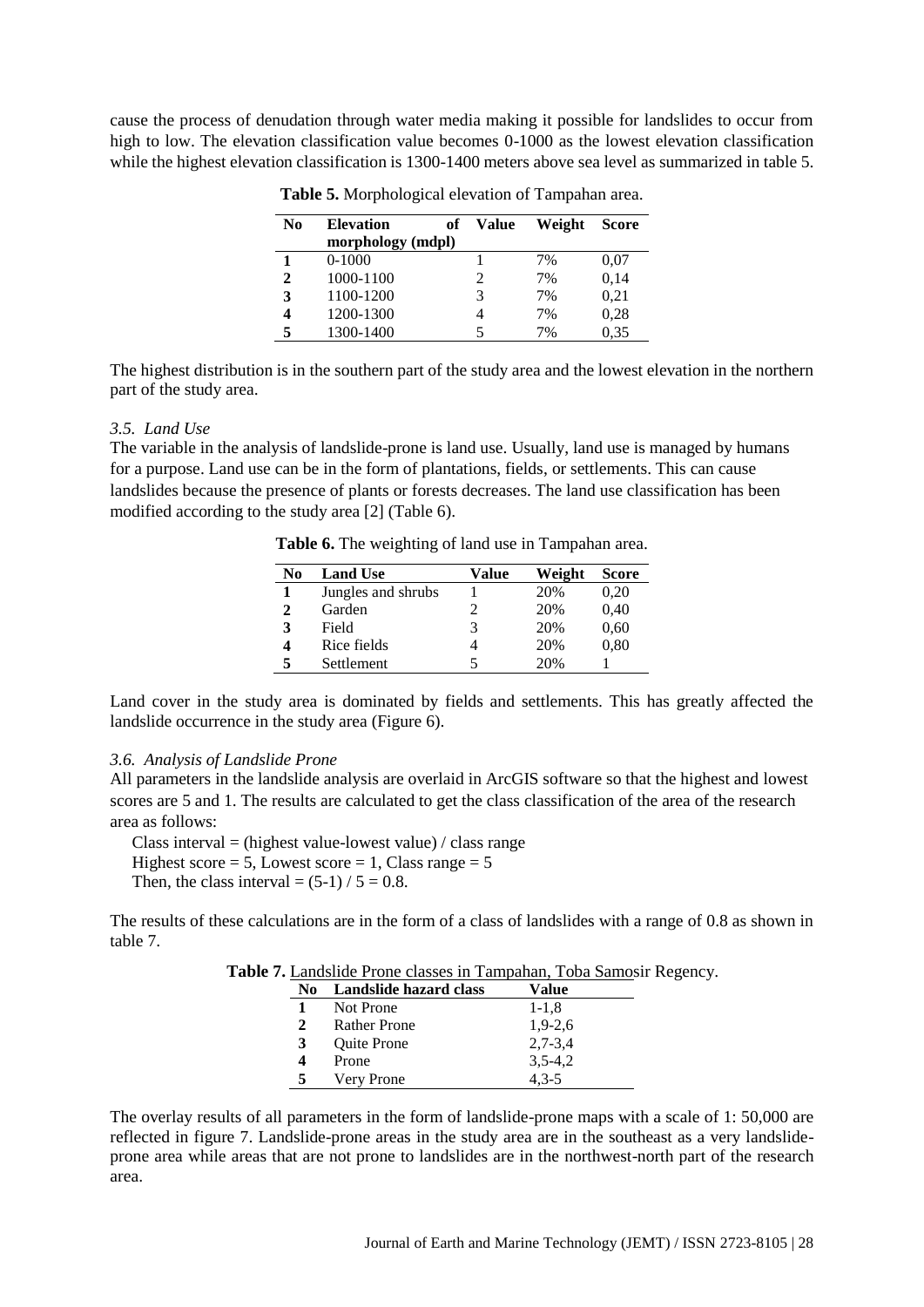cause the process of denudation through water media making it possible for landslides to occur from high to low. The elevation classification value becomes 0-1000 as the lowest elevation classification while the highest elevation classification is 1300-1400 meters above sea level as summarized in table 5.

**Table 5.** Morphological elevation of Tampahan area.

| No | Elevation of morphology (mdpl) | Value | Weight | Score |
|---|---|---|---|---|
| 1 | 0-1000 | 1 | 7% | 0,07 |
| 2 | 1000-1100 | 2 | 7% | 0,14 |
| 3 | 1100-1200 | 3 | 7% | 0,21 |
| 4 | 1200-1300 | 4 | 7% | 0,28 |
| 5 | 1300-1400 | 5 | 7% | 0,35 |

The highest distribution is in the southern part of the study area and the lowest elevation in the northern part of the study area.

### *3.5. Land Use*

The variable in the analysis of landslide-prone is land use. Usually, land use is managed by humans for a purpose. Land use can be in the form of plantations, fields, or settlements. This can cause landslides because the presence of plants or forests decreases. The land use classification has been modified according to the study area [2] (Table 6).

**Table 6.** The weighting of land use in Tampahan area.

| No | Land Use | Value | Weight | Score |
|---|---|---|---|---|
| 1 | Jungles and shrubs | 1 | 20% | 0,20 |
| 2 | Garden | 2 | 20% | 0,40 |
| 3 | Field | 3 | 20% | 0,60 |
| 4 | Rice fields | 4 | 20% | 0,80 |
| 5 | Settlement | 5 | 20% | 1 |

Land cover in the study area is dominated by fields and settlements. This has greatly affected the landslide occurrence in the study area (Figure 6).

### *3.6. Analysis of Landslide Prone*

All parameters in the landslide analysis are overlaid in ArcGIS software so that the highest and lowest scores are 5 and 1. The results are calculated to get the class classification of the area of the research area as follows:

Class interval = (highest value-lowest value) / class range
Highest score = 5, Lowest score = 1, Class range = 5
Then, the class interval = (5-1) / 5 = 0.8.

The results of these calculations are in the form of a class of landslides with a range of 0.8 as shown in table 7.

**Table 7.** Landslide Prone classes in Tampahan, Toba Samosir Regency.

| No | Landslide hazard class | Value |
|---|---|---|
| 1 | Not Prone | 1-1,8 |
| 2 | Rather Prone | 1,9-2,6 |
| 3 | Quite Prone | 2,7-3,4 |
| 4 | Prone | 3,5-4,2 |
| 5 | Very Prone | 4,3-5 |

The overlay results of all parameters in the form of landslide-prone maps with a scale of 1: 50,000 are reflected in figure 7. Landslide-prone areas in the study area are in the southeast as a very landslide-prone area while areas that are not prone to landslides are in the northwest-north part of the research area.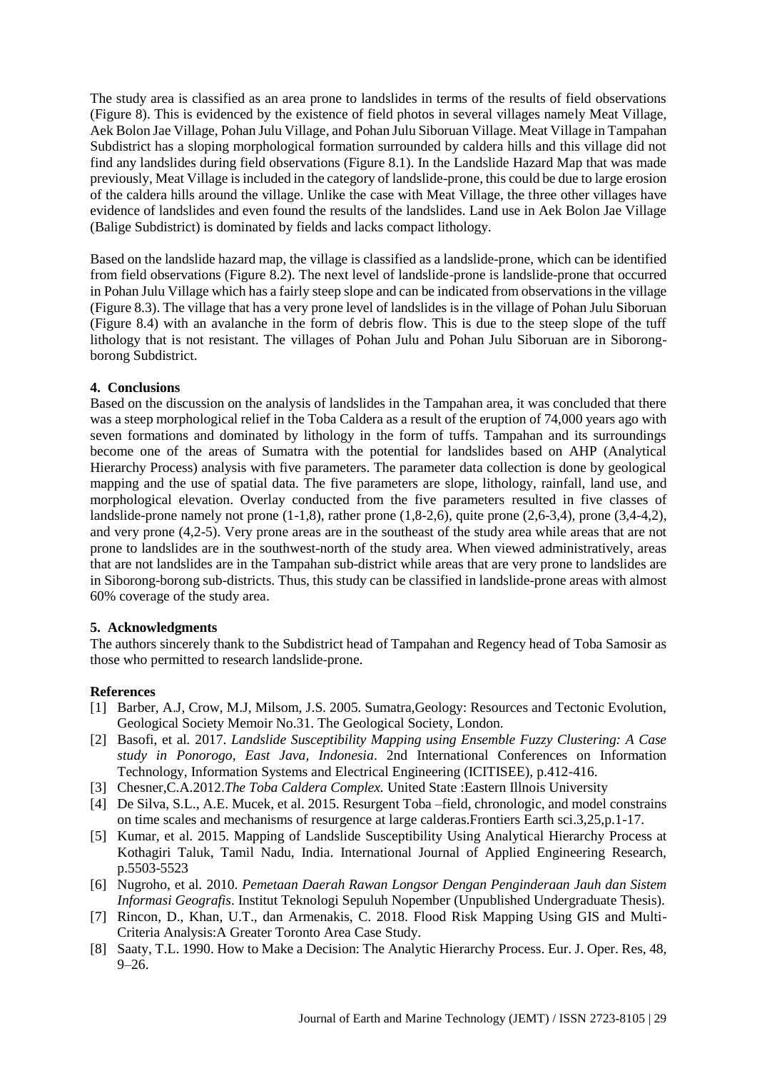The study area is classified as an area prone to landslides in terms of the results of field observations (Figure 8). This is evidenced by the existence of field photos in several villages namely Meat Village, Aek Bolon Jae Village, Pohan Julu Village, and Pohan Julu Siboruan Village. Meat Village in Tampahan Subdistrict has a sloping morphological formation surrounded by caldera hills and this village did not find any landslides during field observations (Figure 8.1). In the Landslide Hazard Map that was made previously, Meat Village is included in the category of landslide-prone, this could be due to large erosion of the caldera hills around the village. Unlike the case with Meat Village, the three other villages have evidence of landslides and even found the results of the landslides. Land use in Aek Bolon Jae Village (Balige Subdistrict) is dominated by fields and lacks compact lithology.

Based on the landslide hazard map, the village is classified as a landslide-prone, which can be identified from field observations (Figure 8.2). The next level of landslide-prone is landslide-prone that occurred in Pohan Julu Village which has a fairly steep slope and can be indicated from observations in the village (Figure 8.3). The village that has a very prone level of landslides is in the village of Pohan Julu Siboruan (Figure 8.4) with an avalanche in the form of debris flow. This is due to the steep slope of the tuff lithology that is not resistant. The villages of Pohan Julu and Pohan Julu Siboruan are in Siborong-borong Subdistrict.

## 4. Conclusions

Based on the discussion on the analysis of landslides in the Tampahan area, it was concluded that there was a steep morphological relief in the Toba Caldera as a result of the eruption of 74,000 years ago with seven formations and dominated by lithology in the form of tuffs. Tampahan and its surroundings become one of the areas of Sumatra with the potential for landslides based on AHP (Analytical Hierarchy Process) analysis with five parameters. The parameter data collection is done by geological mapping and the use of spatial data. The five parameters are slope, lithology, rainfall, land use, and morphological elevation. Overlay conducted from the five parameters resulted in five classes of landslide-prone namely not prone (1-1,8), rather prone (1,8-2,6), quite prone (2,6-3,4), prone (3,4-4,2), and very prone (4,2-5). Very prone areas are in the southeast of the study area while areas that are not prone to landslides are in the southwest-north of the study area. When viewed administratively, areas that are not landslides are in the Tampahan sub-district while areas that are very prone to landslides are in Siborong-borong sub-districts. Thus, this study can be classified in landslide-prone areas with almost 60% coverage of the study area.

## 5. Acknowledgments

The authors sincerely thank to the Subdistrict head of Tampahan and Regency head of Toba Samosir as those who permitted to research landslide-prone.

## References

[1] Barber, A.J, Crow, M.J, Milsom, J.S. 2005. Sumatra,Geology: Resources and Tectonic Evolution, Geological Society Memoir No.31. The Geological Society, London.

[2] Basofi, et al. 2017. *Landslide Susceptibility Mapping using Ensemble Fuzzy Clustering: A Case study in Ponorogo, East Java, Indonesia*. 2nd International Conferences on Information Technology, Information Systems and Electrical Engineering (ICITISEE), p.412-416.

[3] Chesner,C.A.2012.*The Toba Caldera Complex.* United State :Eastern Illnois University

[4] De Silva, S.L., A.E. Mucek, et al. 2015. Resurgent Toba –field, chronologic, and model constrains on time scales and mechanisms of resurgence at large calderas.Frontiers Earth sci.3,25,p.1-17.

[5] Kumar, et al. 2015. Mapping of Landslide Susceptibility Using Analytical Hierarchy Process at Kothagiri Taluk, Tamil Nadu, India. International Journal of Applied Engineering Research, p.5503-5523

[6] Nugroho, et al. 2010. *Pemetaan Daerah Rawan Longsor Dengan Penginderaan Jauh dan Sistem Informasi Geografis*. Institut Teknologi Sepuluh Nopember (Unpublished Undergraduate Thesis).

[7] Rincon, D., Khan, U.T., dan Armenakis, C. 2018. Flood Risk Mapping Using GIS and Multi-Criteria Analysis:A Greater Toronto Area Case Study.

[8] Saaty, T.L. 1990. How to Make a Decision: The Analytic Hierarchy Process. Eur. J. Oper. Res, 48, 9–26.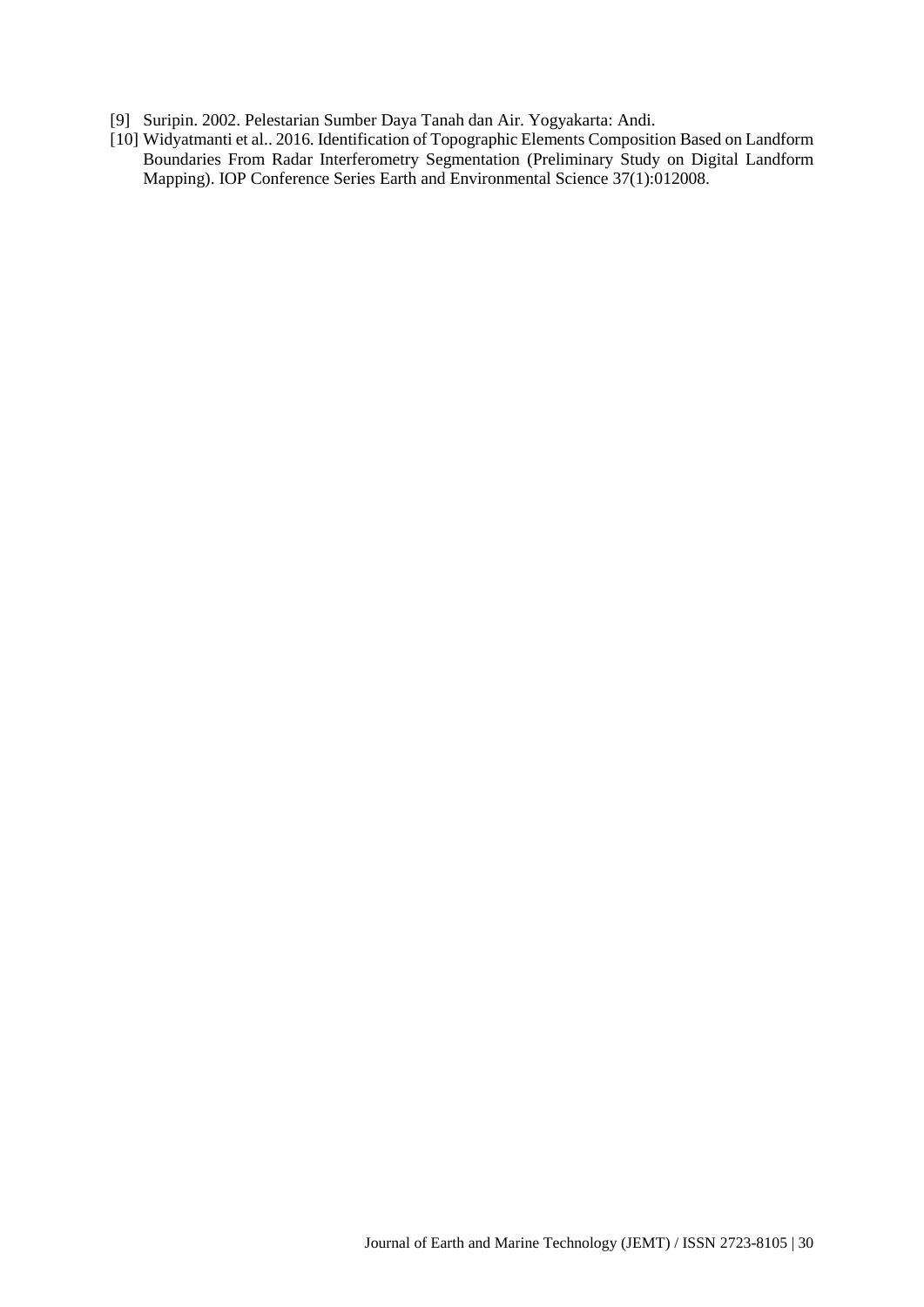[9] Suripin. 2002. Pelestarian Sumber Daya Tanah dan Air. Yogyakarta: Andi.

[10] Widyatmanti et al.. 2016. Identification of Topographic Elements Composition Based on Landform Boundaries From Radar Interferometry Segmentation (Preliminary Study on Digital Landform Mapping). IOP Conference Series Earth and Environmental Science 37(1):012008.